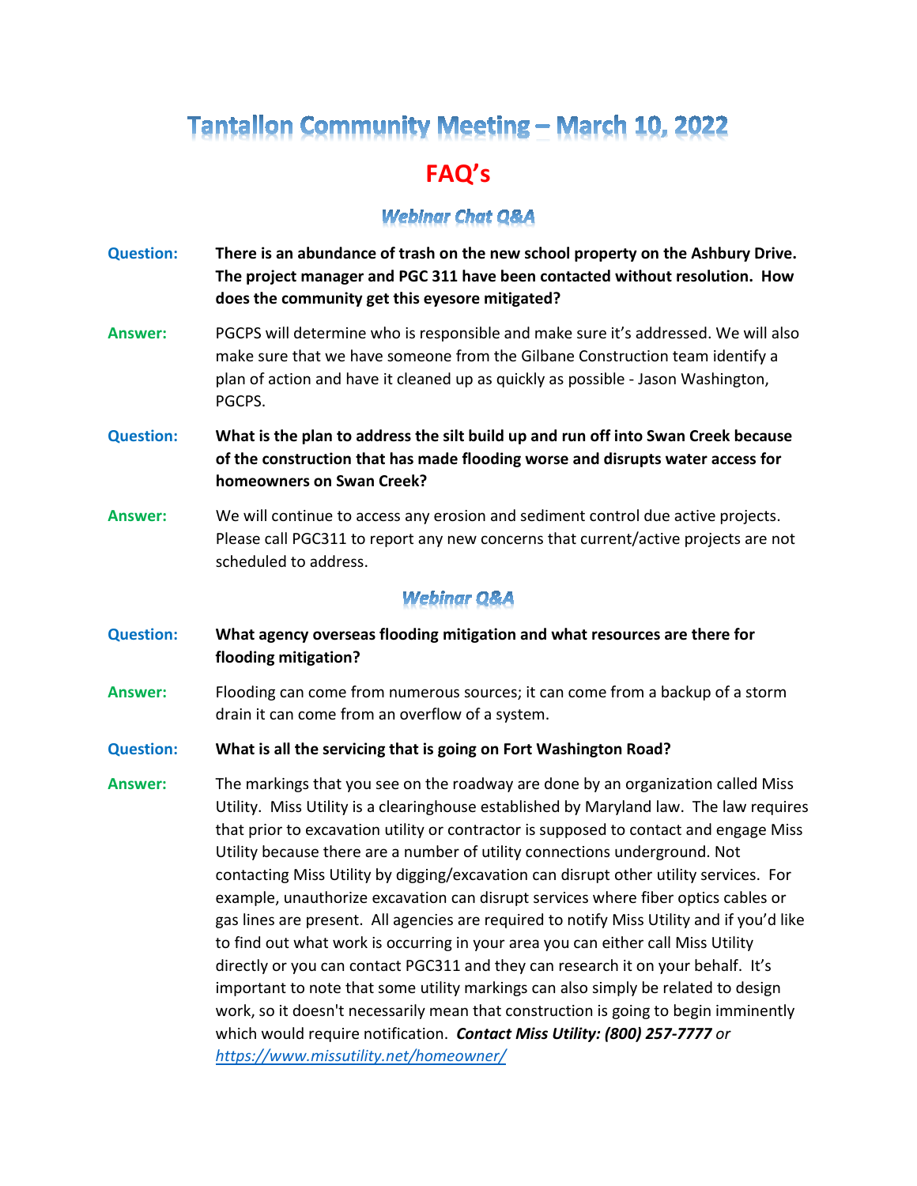# Tantallon Community Meeting – March 10, 2022

## FAQ's

### Webinar Chat Q&A

**Question:** **There is an abundance of trash on the new school property on the Ashbury Drive. The project manager and PGC 311 have been contacted without resolution. How does the community get this eyesore mitigated?**

**Answer:** PGCPS will determine who is responsible and make sure it's addressed. We will also make sure that we have someone from the Gilbane Construction team identify a plan of action and have it cleaned up as quickly as possible - Jason Washington, PGCPS.

**Question:** **What is the plan to address the silt build up and run off into Swan Creek because of the construction that has made flooding worse and disrupts water access for homeowners on Swan Creek?**

**Answer:** We will continue to access any erosion and sediment control due active projects. Please call PGC311 to report any new concerns that current/active projects are not scheduled to address.

### Webinar Q&A

**Question:** **What agency overseas flooding mitigation and what resources are there for flooding mitigation?**

**Answer:** Flooding can come from numerous sources; it can come from a backup of a storm drain it can come from an overflow of a system.

**Question:** **What is all the servicing that is going on Fort Washington Road?**

**Answer:** The markings that you see on the roadway are done by an organization called Miss Utility. Miss Utility is a clearinghouse established by Maryland law. The law requires that prior to excavation utility or contractor is supposed to contact and engage Miss Utility because there are a number of utility connections underground. Not contacting Miss Utility by digging/excavation can disrupt other utility services. For example, unauthorize excavation can disrupt services where fiber optics cables or gas lines are present. All agencies are required to notify Miss Utility and if you'd like to find out what work is occurring in your area you can either call Miss Utility directly or you can contact PGC311 and they can research it on your behalf. It's important to note that some utility markings can also simply be related to design work, so it doesn't necessarily mean that construction is going to begin imminently which would require notification. ***Contact Miss Utility: (800) 257-7777*** *or* *https://www.missutility.net/homeowner/*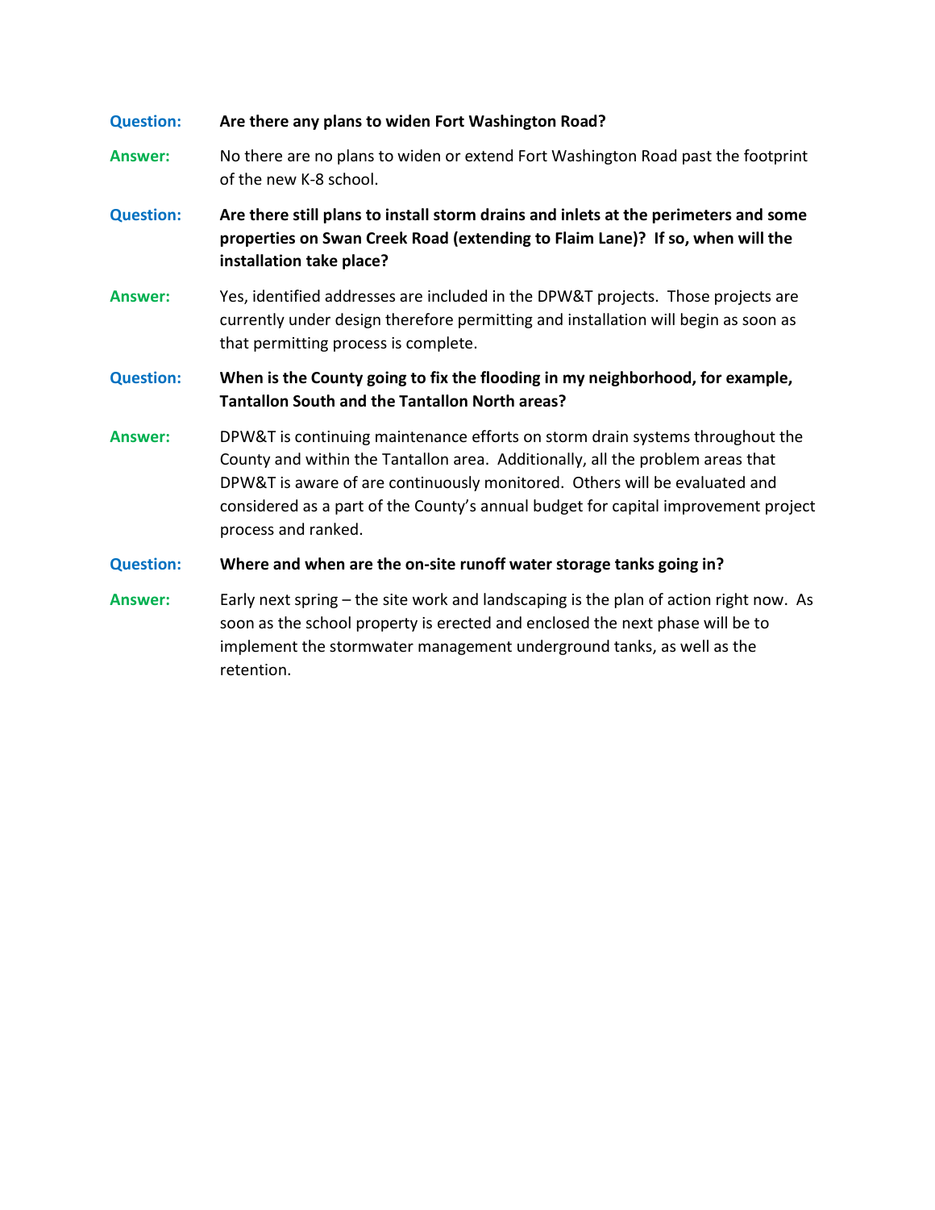**Question:** **Are there any plans to widen Fort Washington Road?**

**Answer:** No there are no plans to widen or extend Fort Washington Road past the footprint of the new K-8 school.

**Question:** **Are there still plans to install storm drains and inlets at the perimeters and some properties on Swan Creek Road (extending to Flaim Lane)? If so, when will the installation take place?**

**Answer:** Yes, identified addresses are included in the DPW&T projects. Those projects are currently under design therefore permitting and installation will begin as soon as that permitting process is complete.

**Question:** **When is the County going to fix the flooding in my neighborhood, for example, Tantallon South and the Tantallon North areas?**

**Answer:** DPW&T is continuing maintenance efforts on storm drain systems throughout the County and within the Tantallon area. Additionally, all the problem areas that DPW&T is aware of are continuously monitored. Others will be evaluated and considered as a part of the County's annual budget for capital improvement project process and ranked.

**Question:** **Where and when are the on-site runoff water storage tanks going in?**

**Answer:** Early next spring – the site work and landscaping is the plan of action right now. As soon as the school property is erected and enclosed the next phase will be to implement the stormwater management underground tanks, as well as the retention.